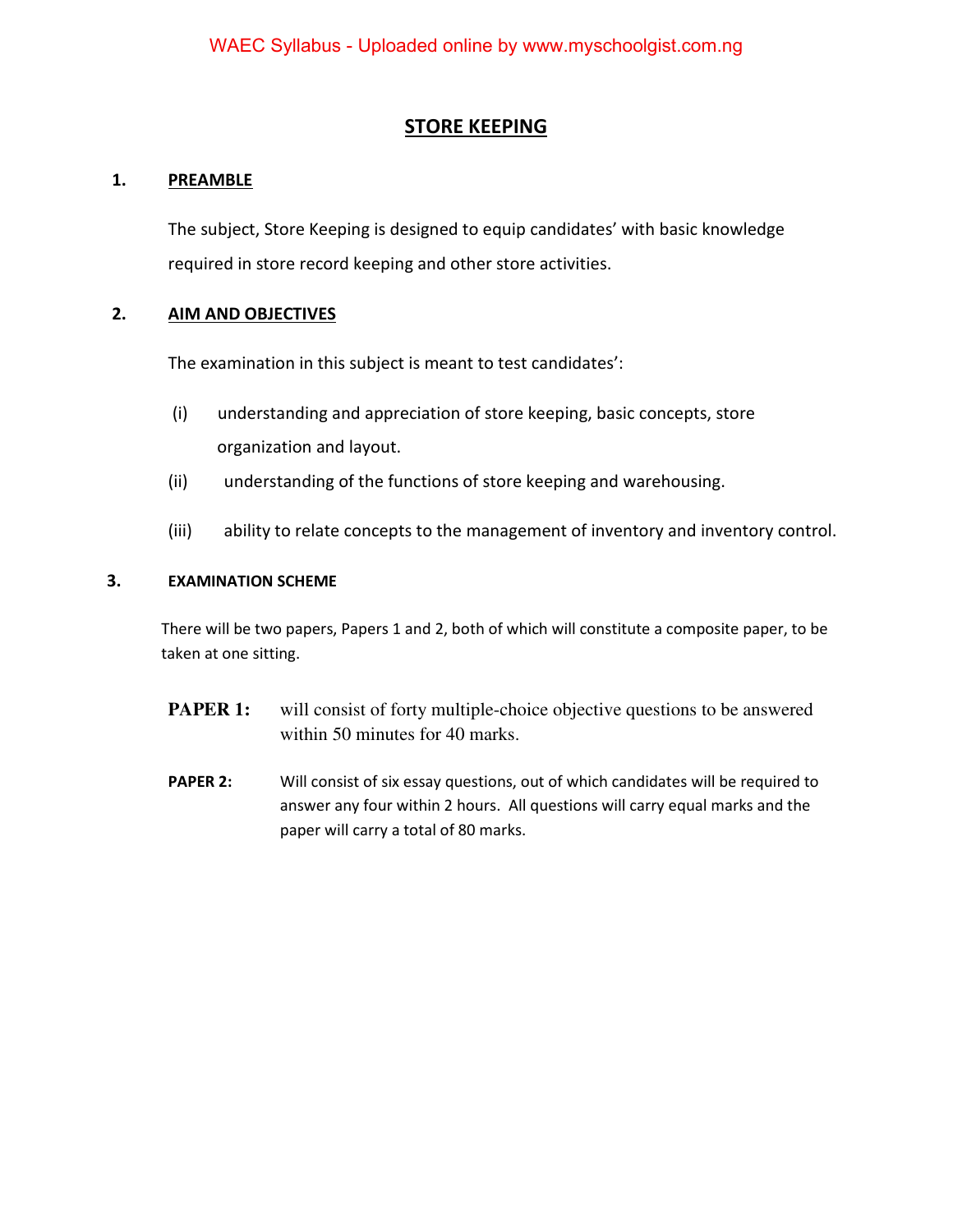# STORE KEEPING

## 1. PREAMBLE

The subject, Store Keeping is designed to equip candidates' with basic knowledge required in store record keeping and other store activities.

## 2. AIM AND OBJECTIVES

The examination in this subject is meant to test candidates':

(i) understanding and appreciation of store keeping, basic concepts, store organization and layout.

(ii) understanding of the functions of store keeping and warehousing.

(iii) ability to relate concepts to the management of inventory and inventory control.

## 3. EXAMINATION SCHEME

There will be two papers, Papers 1 and 2, both of which will constitute a composite paper, to be taken at one sitting.

**PAPER 1:** will consist of forty multiple-choice objective questions to be answered within 50 minutes for 40 marks.

**PAPER 2:** Will consist of six essay questions, out of which candidates will be required to answer any four within 2 hours. All questions will carry equal marks and the paper will carry a total of 80 marks.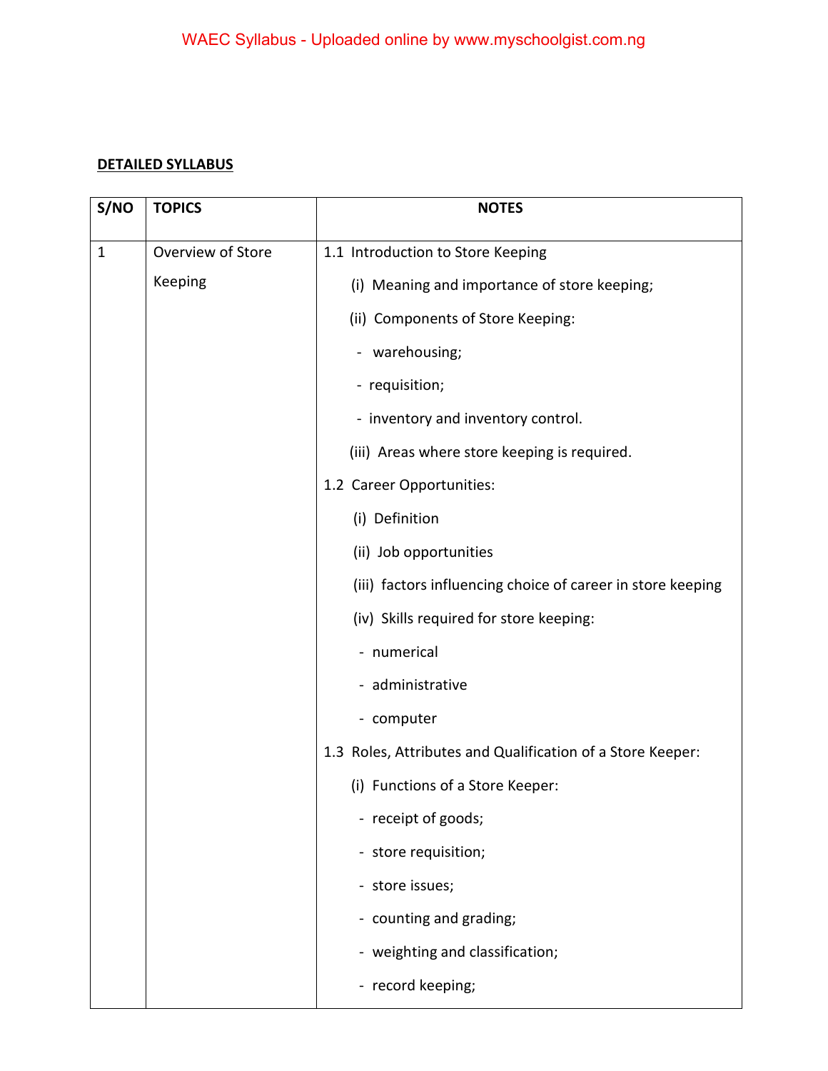**DETAILED SYLLABUS**

| S/NO | TOPICS | NOTES |
|---|---|---|
| 1 | Overview of Store Keeping | 1.1 Introduction to Store Keeping<br>(i) Meaning and importance of store keeping;<br>(ii) Components of Store Keeping:<br>- warehousing;<br>- requisition;<br>- inventory and inventory control.<br>(iii) Areas where store keeping is required.<br>1.2 Career Opportunities:<br>(i) Definition<br>(ii) Job opportunities<br>(iii) factors influencing choice of career in store keeping<br>(iv) Skills required for store keeping:<br>- numerical<br>- administrative<br>- computer<br>1.3 Roles, Attributes and Qualification of a Store Keeper:<br>(i) Functions of a Store Keeper:<br>- receipt of goods;<br>- store requisition;<br>- store issues;<br>- counting and grading;<br>- weighting and classification;<br>- record keeping; |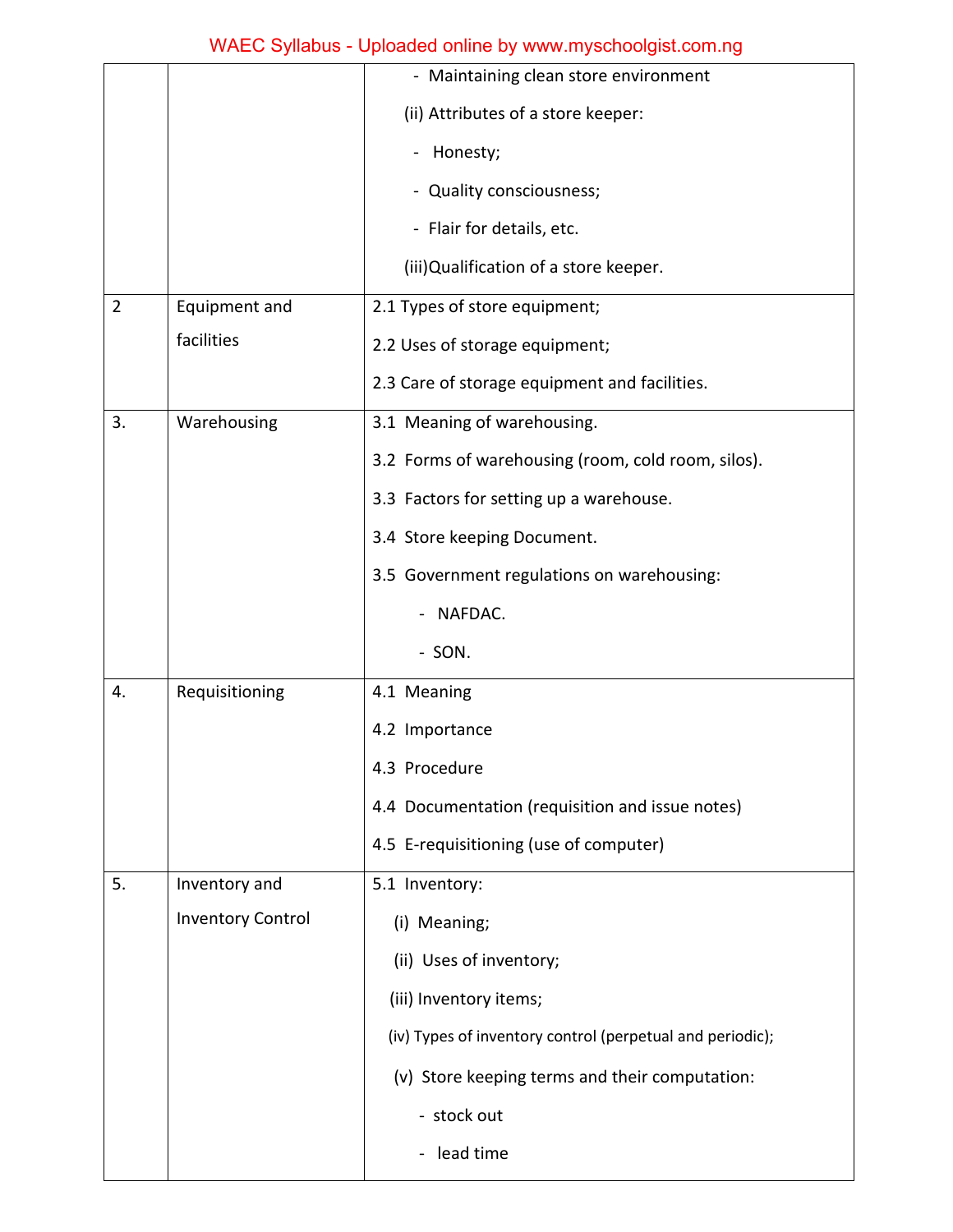| | | |
|---|---|---|
| | | - Maintaining clean store environment<br>(ii) Attributes of a store keeper:<br>- Honesty;<br>- Quality consciousness;<br>- Flair for details, etc.<br>(iii)Qualification of a store keeper. |
| 2 | Equipment and facilities | 2.1 Types of store equipment;<br>2.2 Uses of storage equipment;<br>2.3 Care of storage equipment and facilities. |
| 3. | Warehousing | 3.1 Meaning of warehousing.<br>3.2 Forms of warehousing (room, cold room, silos).<br>3.3 Factors for setting up a warehouse.<br>3.4 Store keeping Document.<br>3.5 Government regulations on warehousing:<br>- NAFDAC.<br>- SON. |
| 4. | Requisitioning | 4.1 Meaning<br>4.2 Importance<br>4.3 Procedure<br>4.4 Documentation (requisition and issue notes)<br>4.5 E-requisitioning (use of computer) |
| 5. | Inventory and Inventory Control | 5.1 Inventory:<br>(i) Meaning;<br>(ii) Uses of inventory;<br>(iii) Inventory items;<br>(iv) Types of inventory control (perpetual and periodic);<br>(v) Store keeping terms and their computation:<br>- stock out<br>- lead time |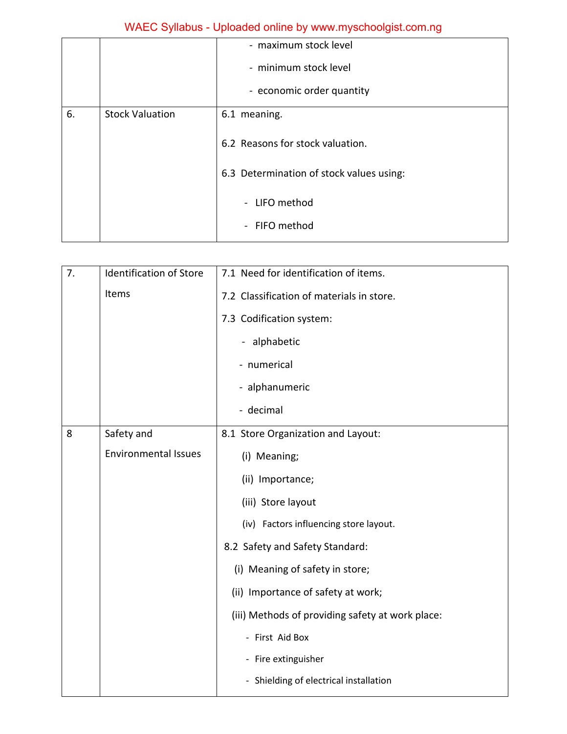|  |  |  |
|---|---|---|
|  |  | - maximum stock level<br>- minimum stock level<br>- economic order quantity |
| 6. | Stock Valuation | 6.1 meaning.<br>6.2 Reasons for stock valuation.<br>6.3 Determination of stock values using:<br>- LIFO method<br>- FIFO method |

|  |  |  |
|---|---|---|
| 7. | Identification of Store Items | 7.1 Need for identification of items.<br>7.2 Classification of materials in store.<br>7.3 Codification system:<br>- alphabetic<br>- numerical<br>- alphanumeric<br>- decimal |
| 8 | Safety and Environmental Issues | 8.1 Store Organization and Layout:<br>(i) Meaning;<br>(ii) Importance;<br>(iii) Store layout<br>(iv) Factors influencing store layout.<br>8.2 Safety and Safety Standard:<br>(i) Meaning of safety in store;<br>(ii) Importance of safety at work;<br>(iii) Methods of providing safety at work place:<br>- First Aid Box<br>- Fire extinguisher<br>- Shielding of electrical installation |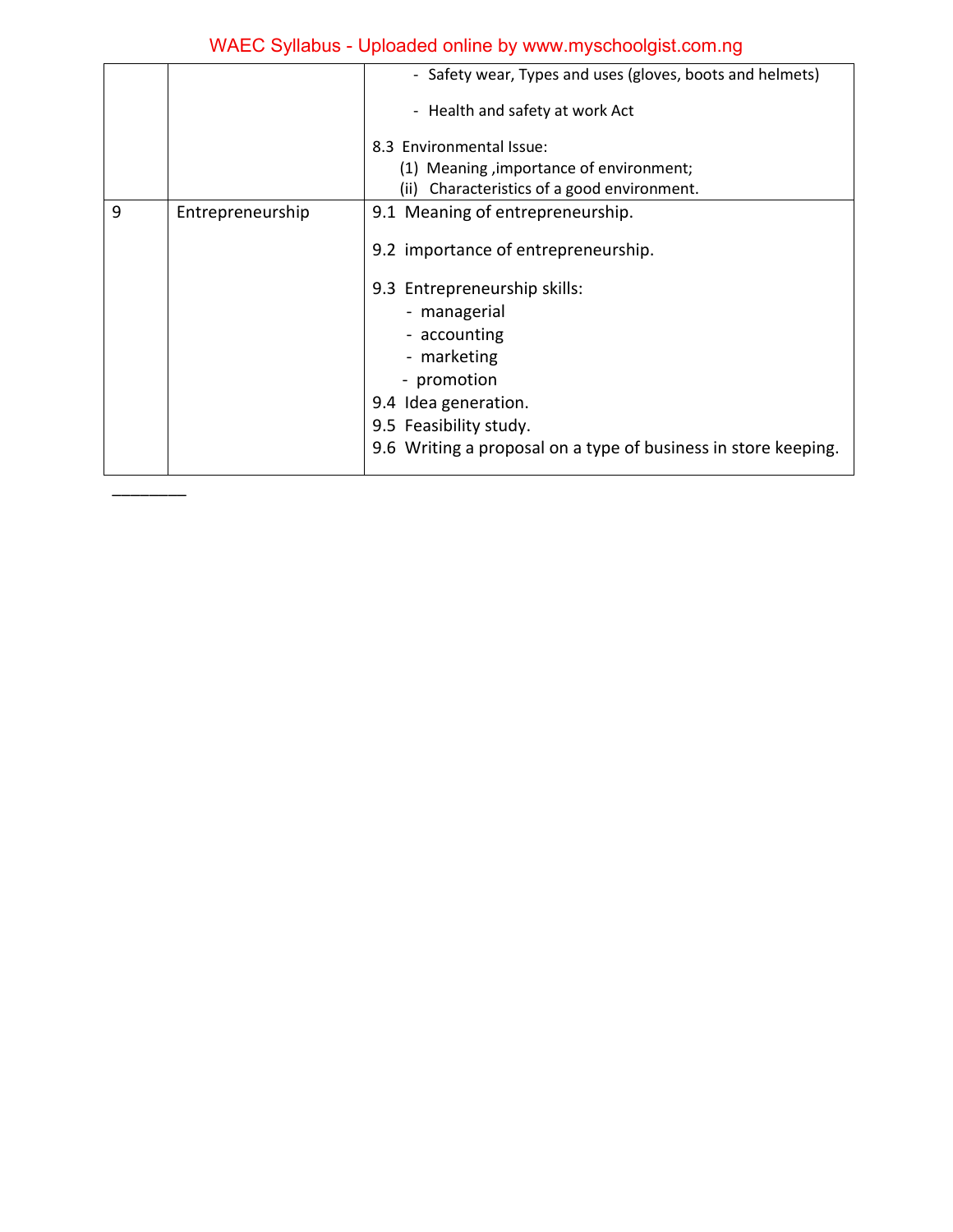| | | |
|---|---|---|
| | | - Safety wear, Types and uses (gloves, boots and helmets)<br><br>- Health and safety at work Act<br><br>8.3 Environmental Issue:<br>(1) Meaning ,importance of environment;<br>(ii) Characteristics of a good environment. |
| 9 | Entrepreneurship | 9.1 Meaning of entrepreneurship.<br><br>9.2 importance of entrepreneurship.<br><br>9.3 Entrepreneurship skills:<br>- managerial<br>- accounting<br>- marketing<br>- promotion<br>9.4 Idea generation.<br>9.5 Feasibility study.<br>9.6 Writing a proposal on a type of business in store keeping. |